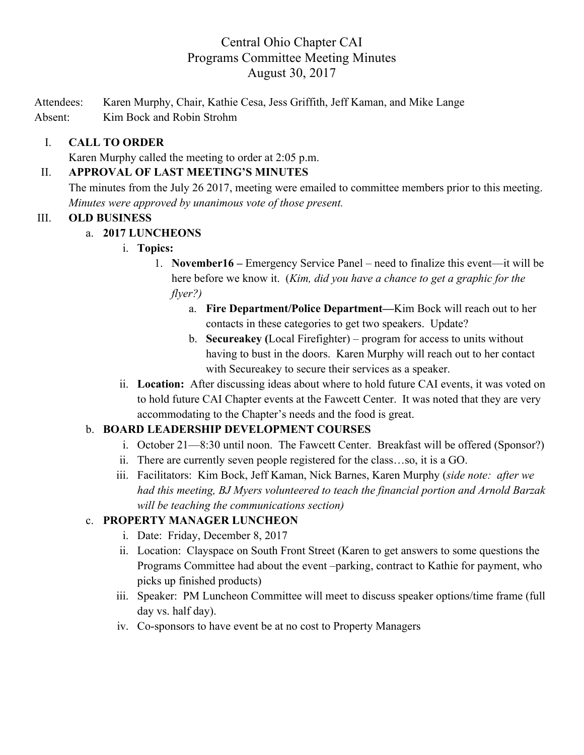# Central Ohio Chapter CAI
## Programs Committee Meeting Minutes
### August 30, 2017

Attendees: Karen Murphy, Chair, Kathie Cesa, Jess Griffith, Jeff Kaman, and Mike Lange
Absent: Kim Bock and Robin Strohm

I. **CALL TO ORDER**
   Karen Murphy called the meeting to order at 2:05 p.m.

II. **APPROVAL OF LAST MEETING'S MINUTES**
   The minutes from the July 26 2017, meeting were emailed to committee members prior to this meeting. *Minutes were approved by unanimous vote of those present.*

III. **OLD BUSINESS**
   a. **2017 LUNCHEONS**
      i. **Topics:**
         1. **November16 –** Emergency Service Panel – need to finalize this event—it will be here before we know it. (*Kim, did you have a chance to get a graphic for the flyer?)*
            a. **Fire Department/Police Department—**Kim Bock will reach out to her contacts in these categories to get two speakers. Update?
            b. **Secureakey (**Local Firefighter) – program for access to units without having to bust in the doors. Karen Murphy will reach out to her contact with Secureakey to secure their services as a speaker.
      ii. **Location:** After discussing ideas about where to hold future CAI events, it was voted on to hold future CAI Chapter events at the Fawcett Center. It was noted that they are very accommodating to the Chapter's needs and the food is great.
   b. **BOARD LEADERSHIP DEVELOPMENT COURSES**
      i. October 21—8:30 until noon. The Fawcett Center. Breakfast will be offered (Sponsor?)
      ii. There are currently seven people registered for the class…so, it is a GO.
      iii. Facilitators: Kim Bock, Jeff Kaman, Nick Barnes, Karen Murphy (*side note: after we had this meeting, BJ Myers volunteered to teach the financial portion and Arnold Barzak will be teaching the communications section)*
   c. **PROPERTY MANAGER LUNCHEON**
      i. Date: Friday, December 8, 2017
      ii. Location: Clayspace on South Front Street (Karen to get answers to some questions the Programs Committee had about the event –parking, contract to Kathie for payment, who picks up finished products)
      iii. Speaker: PM Luncheon Committee will meet to discuss speaker options/time frame (full day vs. half day).
      iv. Co-sponsors to have event be at no cost to Property Managers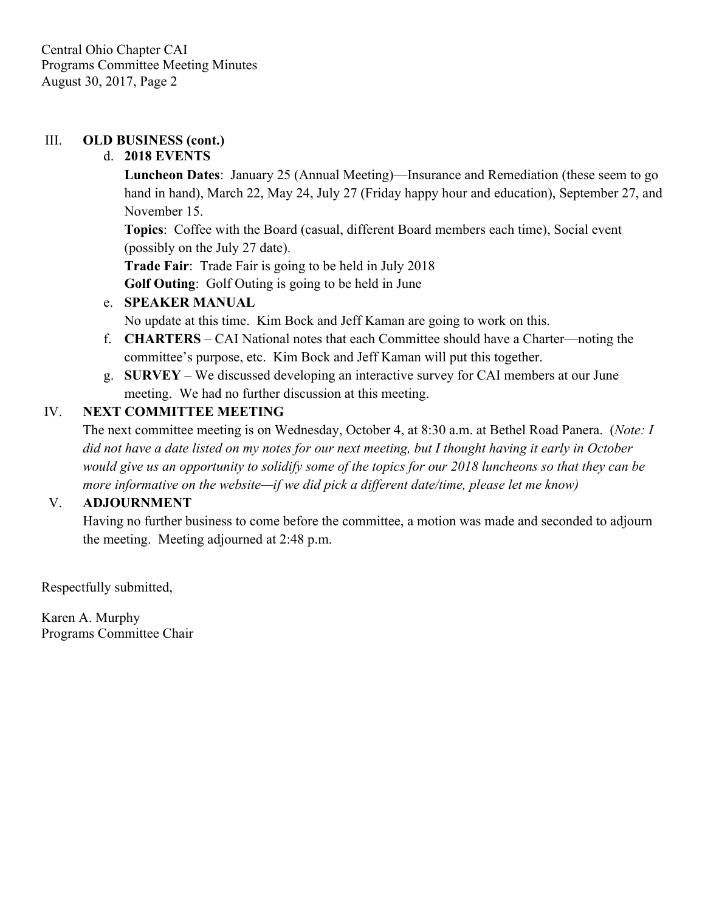III. **OLD BUSINESS (cont.)**

d. **2018 EVENTS**

**Luncheon Dates**: January 25 (Annual Meeting)—Insurance and Remediation (these seem to go hand in hand), March 22, May 24, July 27 (Friday happy hour and education), September 27, and November 15.

**Topics**: Coffee with the Board (casual, different Board members each time), Social event (possibly on the July 27 date).

**Trade Fair**: Trade Fair is going to be held in July 2018

**Golf Outing**: Golf Outing is going to be held in June

e. **SPEAKER MANUAL**

No update at this time. Kim Bock and Jeff Kaman are going to work on this.

f. **CHARTERS** – CAI National notes that each Committee should have a Charter—noting the committee's purpose, etc. Kim Bock and Jeff Kaman will put this together.

g. **SURVEY** – We discussed developing an interactive survey for CAI members at our June meeting. We had no further discussion at this meeting.

IV. **NEXT COMMITTEE MEETING**

The next committee meeting is on Wednesday, October 4, at 8:30 a.m. at Bethel Road Panera. (*Note: I did not have a date listed on my notes for our next meeting, but I thought having it early in October would give us an opportunity to solidify some of the topics for our 2018 luncheons so that they can be more informative on the website—if we did pick a different date/time, please let me know)*

V. **ADJOURNMENT**

Having no further business to come before the committee, a motion was made and seconded to adjourn the meeting. Meeting adjourned at 2:48 p.m.

Respectfully submitted,

Karen A. Murphy
Programs Committee Chair